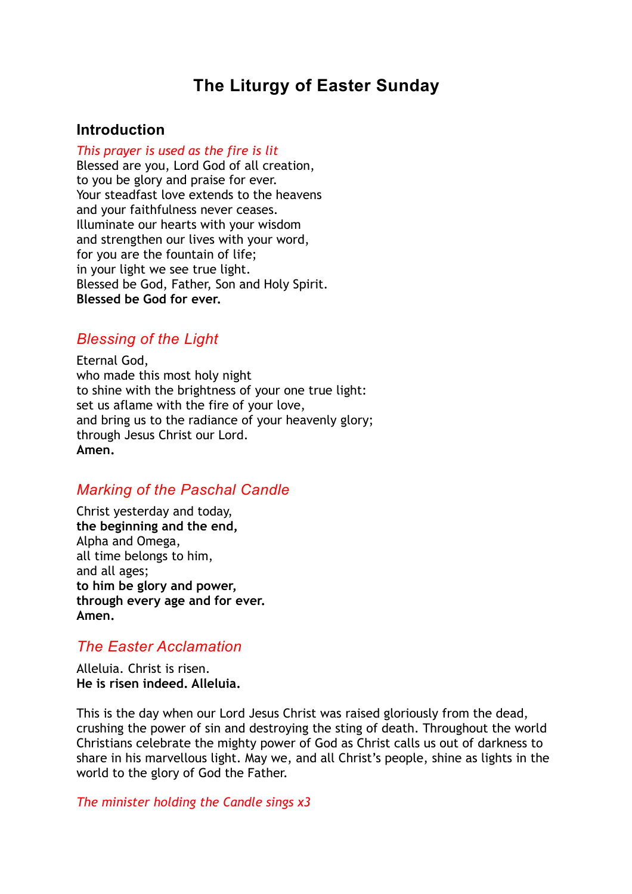# The Liturgy of Easter Sunday

## Introduction

*This prayer is used as the fire is lit*
Blessed are you, Lord God of all creation,
to you be glory and praise for ever.
Your steadfast love extends to the heavens
and your faithfulness never ceases.
Illuminate our hearts with your wisdom
and strengthen our lives with your word,
for you are the fountain of life;
in your light we see true light.
Blessed be God, Father, Son and Holy Spirit.
**Blessed be God for ever.**

## *Blessing of the Light*

Eternal God,
who made this most holy night
to shine with the brightness of your one true light:
set us aflame with the fire of your love,
and bring us to the radiance of your heavenly glory;
through Jesus Christ our Lord.
**Amen.**

## *Marking of the Paschal Candle*

Christ yesterday and today,
**the beginning and the end,**
Alpha and Omega,
all time belongs to him,
and all ages;
**to him be glory and power,**
**through every age and for ever.**
**Amen.**

## *The Easter Acclamation*

Alleluia. Christ is risen.
**He is risen indeed. Alleluia.**

This is the day when our Lord Jesus Christ was raised gloriously from the dead, crushing the power of sin and destroying the sting of death. Throughout the world Christians celebrate the mighty power of God as Christ calls us out of darkness to share in his marvellous light. May we, and all Christ's people, shine as lights in the world to the glory of God the Father.

*The minister holding the Candle sings x3*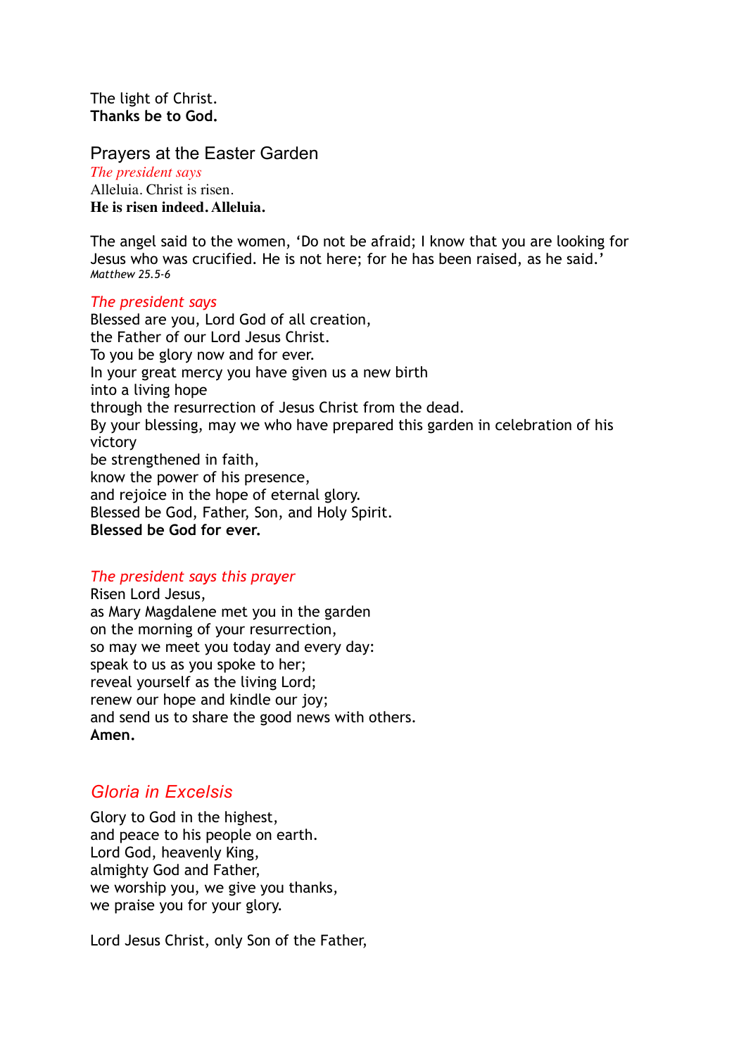The light of Christ.
**Thanks be to God.**

## Prayers at the Easter Garden

*The president says*
Alleluia. Christ is risen.
**He is risen indeed. Alleluia.**

The angel said to the women, 'Do not be afraid; I know that you are looking for Jesus who was crucified. He is not here; for he has been raised, as he said.'
*Matthew 25.5-6*

*The president says*
Blessed are you, Lord God of all creation,
the Father of our Lord Jesus Christ.
To you be glory now and for ever.
In your great mercy you have given us a new birth
into a living hope
through the resurrection of Jesus Christ from the dead.
By your blessing, may we who have prepared this garden in celebration of his victory
be strengthened in faith,
know the power of his presence,
and rejoice in the hope of eternal glory.
Blessed be God, Father, Son, and Holy Spirit.
**Blessed be God for ever.**

*The president says this prayer*
Risen Lord Jesus,
as Mary Magdalene met you in the garden
on the morning of your resurrection,
so may we meet you today and every day:
speak to us as you spoke to her;
reveal yourself as the living Lord;
renew our hope and kindle our joy;
and send us to share the good news with others.
**Amen.**

## *Gloria in Excelsis*

Glory to God in the highest,
and peace to his people on earth.
Lord God, heavenly King,
almighty God and Father,
we worship you, we give you thanks,
we praise you for your glory.

Lord Jesus Christ, only Son of the Father,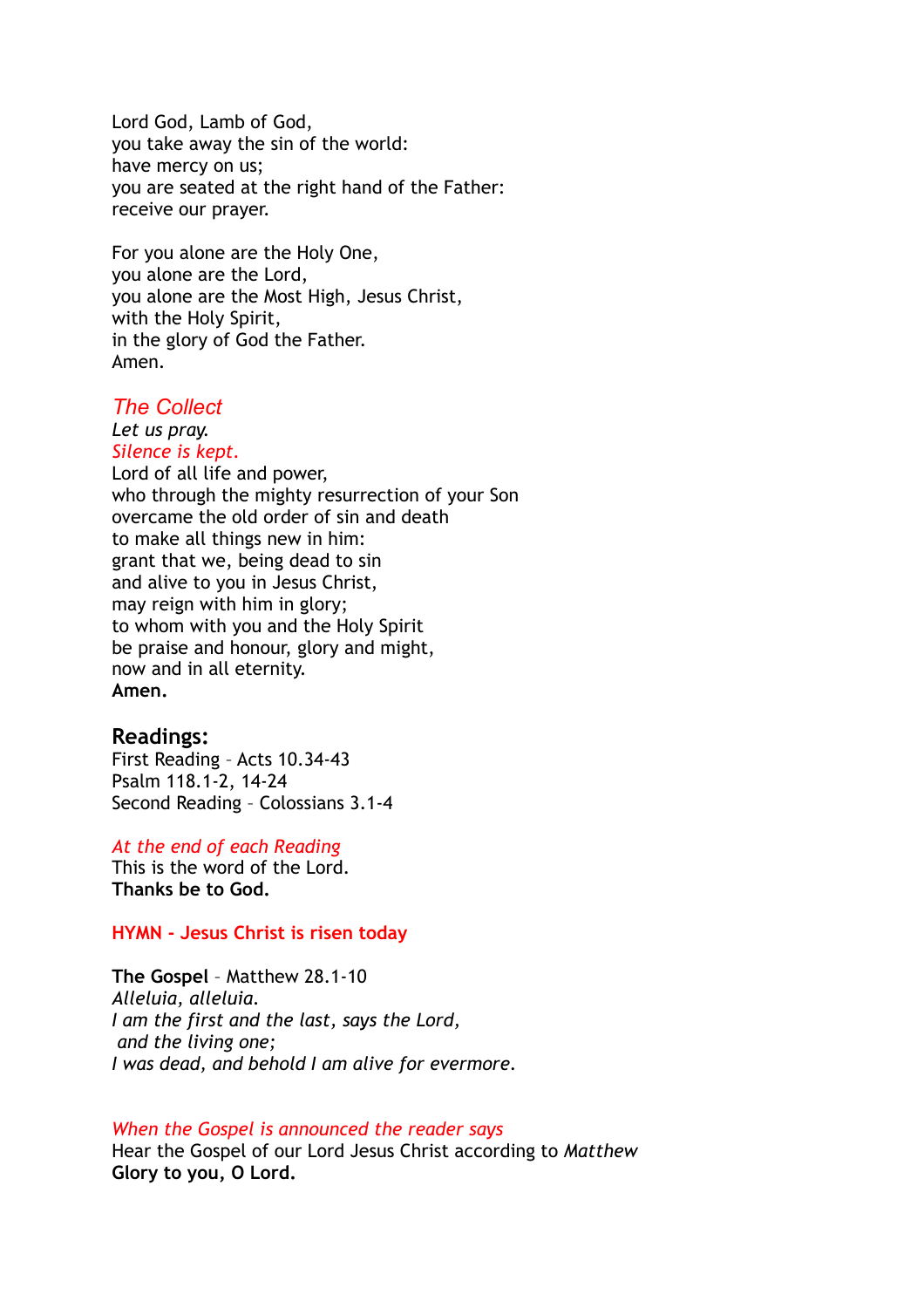Lord God, Lamb of God,
you take away the sin of the world:
have mercy on us;
you are seated at the right hand of the Father:
receive our prayer.

For you alone are the Holy One,
you alone are the Lord,
you alone are the Most High, Jesus Christ,
with the Holy Spirit,
in the glory of God the Father.
Amen.

## *The Collect*

*Let us pray.*
*Silence is kept.*
Lord of all life and power,
who through the mighty resurrection of your Son
overcame the old order of sin and death
to make all things new in him:
grant that we, being dead to sin
and alive to you in Jesus Christ,
may reign with him in glory;
to whom with you and the Holy Spirit
be praise and honour, glory and might,
now and in all eternity.
**Amen.**

## Readings:

First Reading – Acts 10.34-43
Psalm 118.1-2, 14-24
Second Reading – Colossians 3.1-4

*At the end of each Reading*
This is the word of the Lord.
**Thanks be to God.**

**HYMN - Jesus Christ is risen today**

**The Gospel** – Matthew 28.1-10
*Alleluia, alleluia.*
*I am the first and the last, says the Lord,*
*and the living one;*
*I was dead, and behold I am alive for evermore.*

*When the Gospel is announced the reader says*
Hear the Gospel of our Lord Jesus Christ according to *Matthew*
**Glory to you, O Lord.**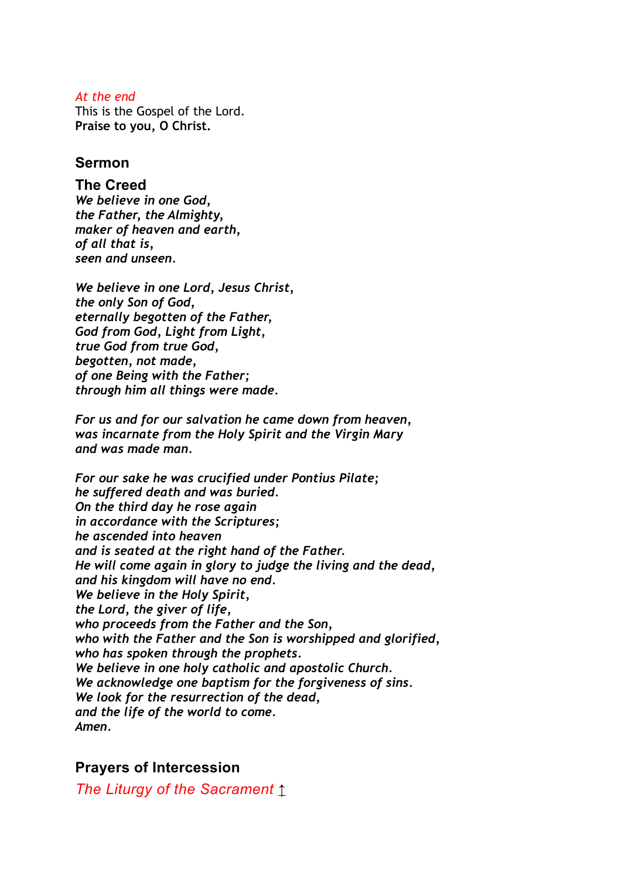*At the end*
This is the Gospel of the Lord.
**Praise to you, O Christ.**

## Sermon

## The Creed

***We believe in one God,***
***the Father, the Almighty,***
***maker of heaven and earth,***
***of all that is,***
***seen and unseen.***

***We believe in one Lord, Jesus Christ,***
***the only Son of God,***
***eternally begotten of the Father,***
***God from God, Light from Light,***
***true God from true God,***
***begotten, not made,***
***of one Being with the Father;***
***through him all things were made.***

***For us and for our salvation he came down from heaven,***
***was incarnate from the Holy Spirit and the Virgin Mary***
***and was made man.***

***For our sake he was crucified under Pontius Pilate;***
***he suffered death and was buried.***
***On the third day he rose again***
***in accordance with the Scriptures;***
***he ascended into heaven***
***and is seated at the right hand of the Father.***
***He will come again in glory to judge the living and the dead,***
***and his kingdom will have no end.***
***We believe in the Holy Spirit,***
***the Lord, the giver of life,***
***who proceeds from the Father and the Son,***
***who with the Father and the Son is worshipped and glorified,***
***who has spoken through the prophets.***
***We believe in one holy catholic and apostolic Church.***
***We acknowledge one baptism for the forgiveness of sins.***
***We look for the resurrection of the dead,***
***and the life of the world to come.***
***Amen.***

## Prayers of Intercession

*The Liturgy of the Sacrament* ↥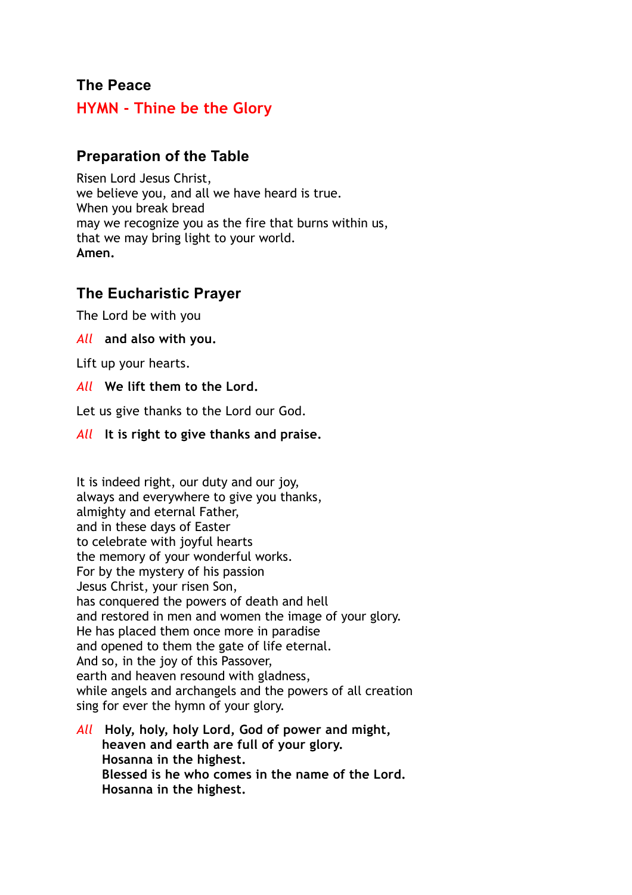## The Peace

## HYMN - Thine be the Glory

## Preparation of the Table

Risen Lord Jesus Christ,
we believe you, and all we have heard is true.
When you break bread
may we recognize you as the fire that burns within us,
that we may bring light to your world.
**Amen.**

## The Eucharistic Prayer

The Lord be with you

*All* **and also with you.**

Lift up your hearts.

*All* **We lift them to the Lord.**

Let us give thanks to the Lord our God.

*All* **It is right to give thanks and praise.**

It is indeed right, our duty and our joy,
always and everywhere to give you thanks,
almighty and eternal Father,
and in these days of Easter
to celebrate with joyful hearts
the memory of your wonderful works.
For by the mystery of his passion
Jesus Christ, your risen Son,
has conquered the powers of death and hell
and restored in men and women the image of your glory.
He has placed them once more in paradise
and opened to them the gate of life eternal.
And so, in the joy of this Passover,
earth and heaven resound with gladness,
while angels and archangels and the powers of all creation
sing for ever the hymn of your glory.

*All* **Holy, holy, holy Lord, God of power and might,
heaven and earth are full of your glory.
Hosanna in the highest.
Blessed is he who comes in the name of the Lord.
Hosanna in the highest.**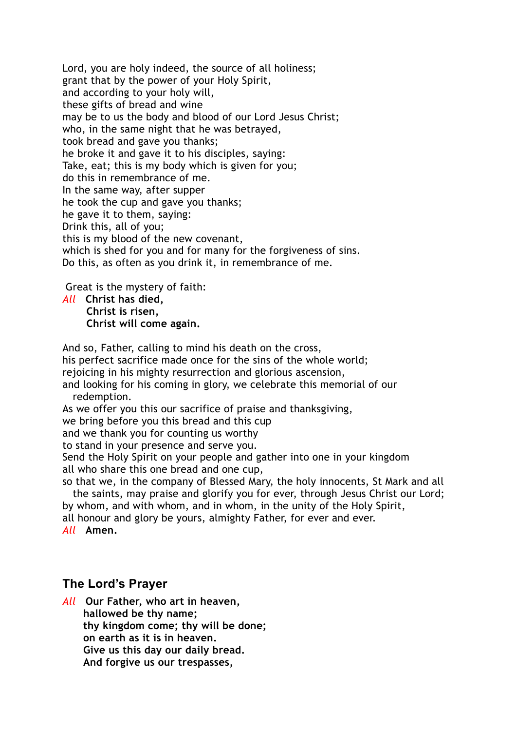Lord, you are holy indeed, the source of all holiness;  
grant that by the power of your Holy Spirit,  
and according to your holy will,  
these gifts of bread and wine  
may be to us the body and blood of our Lord Jesus Christ;  
who, in the same night that he was betrayed,  
took bread and gave you thanks;  
he broke it and gave it to his disciples, saying:  
Take, eat; this is my body which is given for you;  
do this in remembrance of me.  
In the same way, after supper  
he took the cup and gave you thanks;  
he gave it to them, saying:  
Drink this, all of you;  
this is my blood of the new covenant,  
which is shed for you and for many for the forgiveness of sins.  
Do this, as often as you drink it, in remembrance of me.

Great is the mystery of faith:  
*All* **Christ has died,**  
**Christ is risen,**  
**Christ will come again.**

And so, Father, calling to mind his death on the cross,  
his perfect sacrifice made once for the sins of the whole world;  
rejoicing in his mighty resurrection and glorious ascension,  
and looking for his coming in glory, we celebrate this memorial of our redemption.  
As we offer you this our sacrifice of praise and thanksgiving,  
we bring before you this bread and this cup  
and we thank you for counting us worthy  
to stand in your presence and serve you.  
Send the Holy Spirit on your people and gather into one in your kingdom  
all who share this one bread and one cup,  
so that we, in the company of Blessed Mary, the holy innocents, St Mark and all the saints, may praise and glorify you for ever, through Jesus Christ our Lord;  
by whom, and with whom, and in whom, in the unity of the Holy Spirit,  
all honour and glory be yours, almighty Father, for ever and ever.  
*All* **Amen.**

## The Lord's Prayer

*All* **Our Father, who art in heaven,**  
**hallowed be thy name;**  
**thy kingdom come; thy will be done;**  
**on earth as it is in heaven.**  
**Give us this day our daily bread.**  
**And forgive us our trespasses,**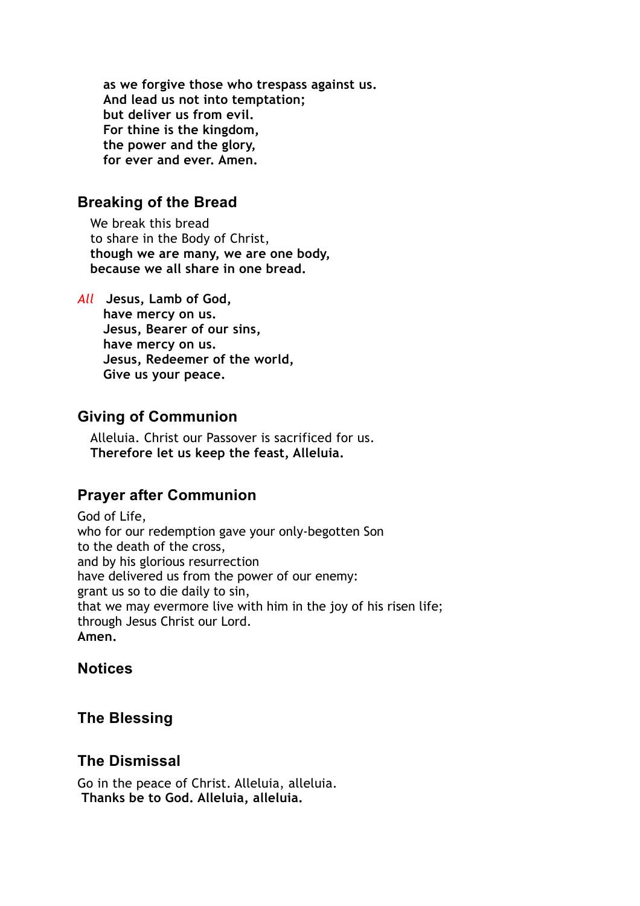**as we forgive those who trespass against us.**
**And lead us not into temptation;**
**but deliver us from evil.**
**For thine is the kingdom,**
**the power and the glory,**
**for ever and ever. Amen.**

## Breaking of the Bread

We break this bread
to share in the Body of Christ,
**though we are many, we are one body,**
**because we all share in one bread.**

*All* **Jesus, Lamb of God,**
**have mercy on us.**
**Jesus, Bearer of our sins,**
**have mercy on us.**
**Jesus, Redeemer of the world,**
**Give us your peace.**

## Giving of Communion

Alleluia. Christ our Passover is sacrificed for us.
**Therefore let us keep the feast, Alleluia.**

## Prayer after Communion

God of Life,
who for our redemption gave your only-begotten Son
to the death of the cross,
and by his glorious resurrection
have delivered us from the power of our enemy:
grant us so to die daily to sin,
that we may evermore live with him in the joy of his risen life;
through Jesus Christ our Lord.
**Amen.**

## Notices

## The Blessing

## The Dismissal

Go in the peace of Christ. Alleluia, alleluia.
**Thanks be to God. Alleluia, alleluia.**